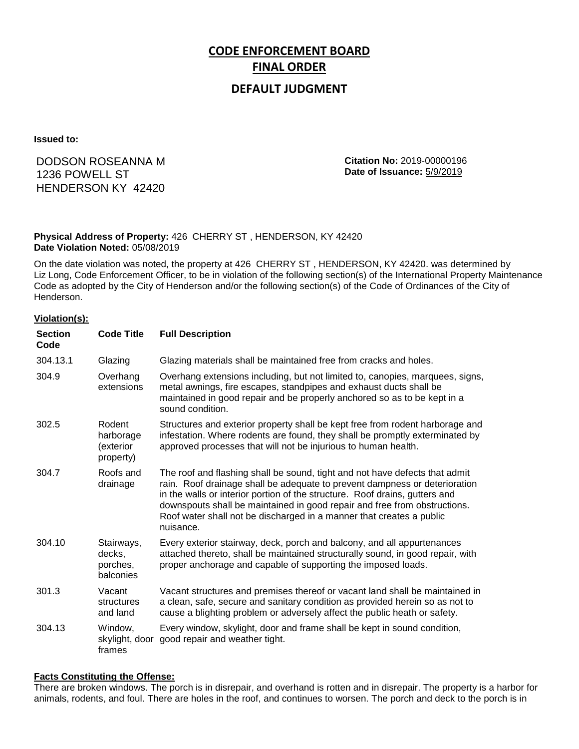# CODE ENFORCEMENT BOARD

## FINAL ORDER

### DEFAULT JUDGMENT

**Issued to:**

DODSON ROSEANNA M
1236 POWELL ST
HENDERSON KY 42420

**Citation No:** 2019-00000196
**Date of Issuance:** 5/9/2019

**Physical Address of Property:** 426 CHERRY ST , HENDERSON, KY 42420
**Date Violation Noted:** 05/08/2019

On the date violation was noted, the property at 426 CHERRY ST , HENDERSON, KY 42420. was determined by Liz Long, Code Enforcement Officer, to be in violation of the following section(s) of the International Property Maintenance Code as adopted by the City of Henderson and/or the following section(s) of the Code of Ordinances of the City of Henderson.

**Violation(s):**

| Section Code | Code Title | Full Description |
|---|---|---|
| 304.13.1 | Glazing | Glazing materials shall be maintained free from cracks and holes. |
| 304.9 | Overhang extensions | Overhang extensions including, but not limited to, canopies, marquees, signs, metal awnings, fire escapes, standpipes and exhaust ducts shall be maintained in good repair and be properly anchored so as to be kept in a sound condition. |
| 302.5 | Rodent harborage (exterior property) | Structures and exterior property shall be kept free from rodent harborage and infestation. Where rodents are found, they shall be promptly exterminated by approved processes that will not be injurious to human health. |
| 304.7 | Roofs and drainage | The roof and flashing shall be sound, tight and not have defects that admit rain. Roof drainage shall be adequate to prevent dampness or deterioration in the walls or interior portion of the structure. Roof drains, gutters and downspouts shall be maintained in good repair and free from obstructions. Roof water shall not be discharged in a manner that creates a public nuisance. |
| 304.10 | Stairways, decks, porches, balconies | Every exterior stairway, deck, porch and balcony, and all appurtenances attached thereto, shall be maintained structurally sound, in good repair, with proper anchorage and capable of supporting the imposed loads. |
| 301.3 | Vacant structures and land | Vacant structures and premises thereof or vacant land shall be maintained in a clean, safe, secure and sanitary condition as provided herein so as not to cause a blighting problem or adversely affect the public heath or safety. |
| 304.13 | Window, skylight, door frames | Every window, skylight, door and frame shall be kept in sound condition, good repair and weather tight. |

**Facts Constituting the Offense:**

There are broken windows. The porch is in disrepair, and overhand is rotten and in disrepair. The property is a harbor for animals, rodents, and foul. There are holes in the roof, and continues to worsen. The porch and deck to the porch is in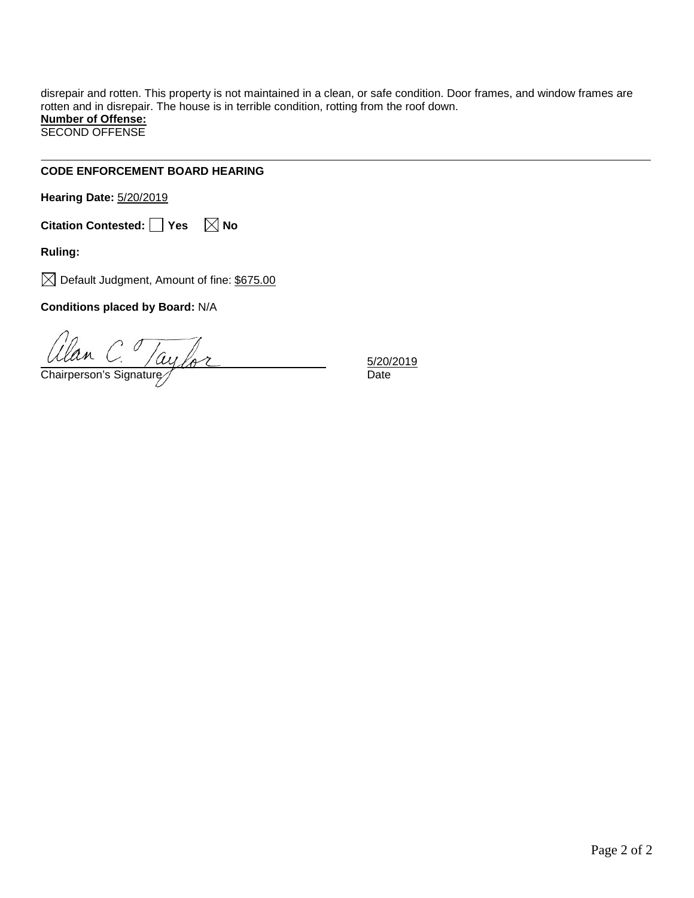disrepair and rotten. This property is not maintained in a clean, or safe condition. Door frames, and window frames are rotten and in disrepair. The house is in terrible condition, rotting from the roof down.

**Number of Offense:**

SECOND OFFENSE

---

**CODE ENFORCEMENT BOARD HEARING**

**Hearing Date:** 5/20/2019

**Citation Contested:** ☐ **Yes** ☒ **No**

**Ruling:**

☒ Default Judgment, Amount of fine: $675.00

**Conditions placed by Board:** N/A

Alan C. Taylor
Chairperson's Signature

5/20/2019
Date